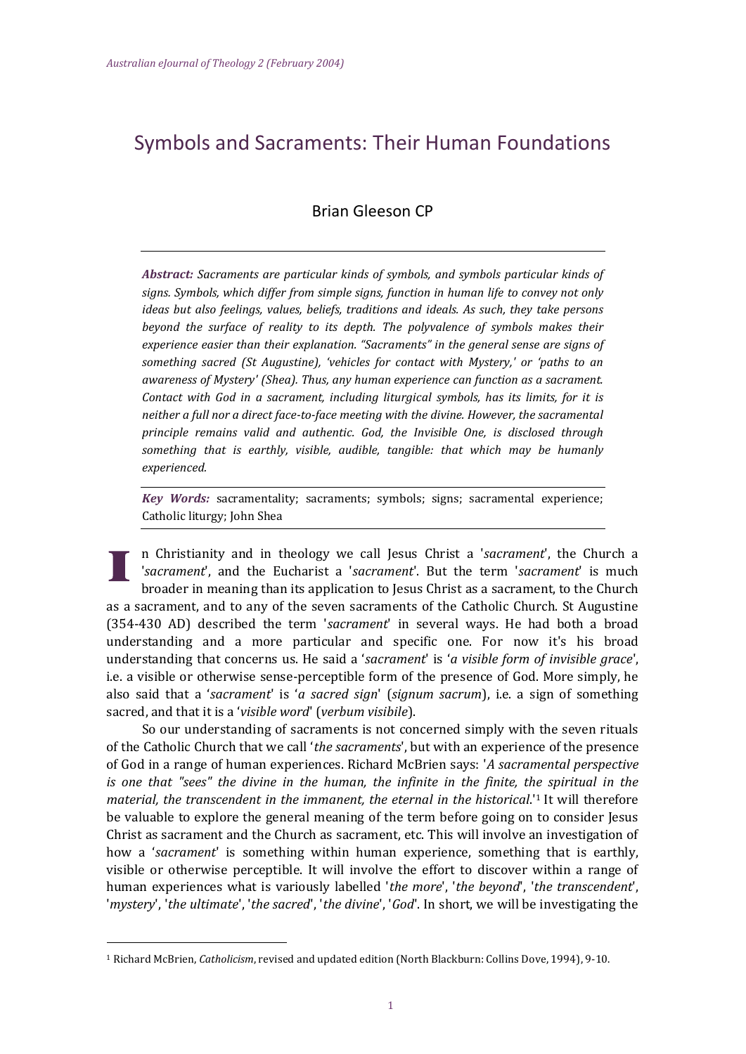# Symbols and Sacraments: Their Human Foundations

Brian Gleeson CP

***Abstract:*** *Sacraments are particular kinds of symbols, and symbols particular kinds of signs. Symbols, which differ from simple signs, function in human life to convey not only ideas but also feelings, values, beliefs, traditions and ideals. As such, they take persons beyond the surface of reality to its depth. The polyvalence of symbols makes their experience easier than their explanation. "Sacraments" in the general sense are signs of something sacred (St Augustine), 'vehicles for contact with Mystery,' or 'paths to an awareness of Mystery' (Shea). Thus, any human experience can function as a sacrament. Contact with God in a sacrament, including liturgical symbols, has its limits, for it is neither a full nor a direct face-to-face meeting with the divine. However, the sacramental principle remains valid and authentic. God, the Invisible One, is disclosed through something that is earthly, visible, audible, tangible: that which may be humanly experienced.*

***Key Words:*** sacramentality; sacraments; symbols; signs; sacramental experience; Catholic liturgy; John Shea

In Christianity and in theology we call Jesus Christ a '*sacrament*', the Church a '*sacrament*', and the Eucharist a '*sacrament*'. But the term '*sacrament*' is much broader in meaning than its application to Jesus Christ as a sacrament, to the Church as a sacrament, and to any of the seven sacraments of the Catholic Church. St Augustine (354-430 AD) described the term '*sacrament*' in several ways. He had both a broad understanding and a more particular and specific one. For now it's his broad understanding that concerns us. He said a '*sacrament*' is '*a visible form of invisible grace*', i.e. a visible or otherwise sense-perceptible form of the presence of God. More simply, he also said that a '*sacrament*' is '*a sacred sign*' (*signum sacrum*), i.e. a sign of something sacred, and that it is a '*visible word*' (*verbum visibile*).

So our understanding of sacraments is not concerned simply with the seven rituals of the Catholic Church that we call '*the sacraments*', but with an experience of the presence of God in a range of human experiences. Richard McBrien says: '*A sacramental perspective is one that "sees" the divine in the human, the infinite in the finite, the spiritual in the material, the transcendent in the immanent, the eternal in the historical*.'[1] It will therefore be valuable to explore the general meaning of the term before going on to consider Jesus Christ as sacrament and the Church as sacrament, etc. This will involve an investigation of how a '*sacrament*' is something within human experience, something that is earthly, visible or otherwise perceptible. It will involve the effort to discover within a range of human experiences what is variously labelled '*the more*', '*the beyond*', '*the transcendent*', '*mystery*', '*the ultimate*', '*the sacred*', '*the divine*', '*God*'. In short, we will be investigating the

[1] Richard McBrien, *Catholicism*, revised and updated edition (North Blackburn: Collins Dove, 1994), 9-10.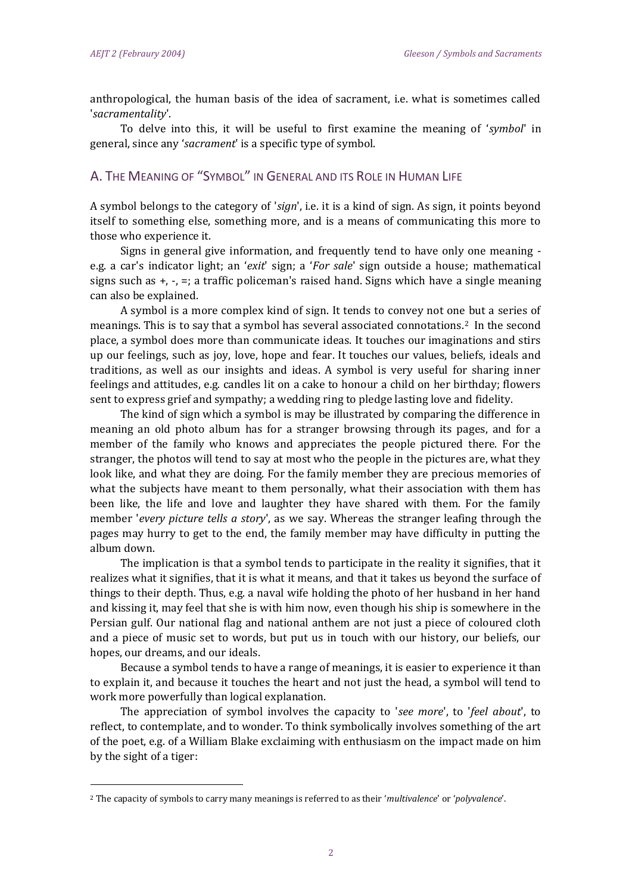anthropological, the human basis of the idea of sacrament, i.e. what is sometimes called '*sacramentality*'.

To delve into this, it will be useful to first examine the meaning of '*symbol*' in general, since any '*sacrament*' is a specific type of symbol.

## A. The Meaning of "Symbol" in General and its Role in Human Life

A symbol belongs to the category of '*sign*', i.e. it is a kind of sign. As sign, it points beyond itself to something else, something more, and is a means of communicating this more to those who experience it.

Signs in general give information, and frequently tend to have only one meaning - e.g. a car's indicator light; an '*exit*' sign; a '*For sale*' sign outside a house; mathematical signs such as +, -, =; a traffic policeman's raised hand. Signs which have a single meaning can also be explained.

A symbol is a more complex kind of sign. It tends to convey not one but a series of meanings. This is to say that a symbol has several associated connotations.[2] In the second place, a symbol does more than communicate ideas. It touches our imaginations and stirs up our feelings, such as joy, love, hope and fear. It touches our values, beliefs, ideals and traditions, as well as our insights and ideas. A symbol is very useful for sharing inner feelings and attitudes, e.g. candles lit on a cake to honour a child on her birthday; flowers sent to express grief and sympathy; a wedding ring to pledge lasting love and fidelity.

The kind of sign which a symbol is may be illustrated by comparing the difference in meaning an old photo album has for a stranger browsing through its pages, and for a member of the family who knows and appreciates the people pictured there. For the stranger, the photos will tend to say at most who the people in the pictures are, what they look like, and what they are doing. For the family member they are precious memories of what the subjects have meant to them personally, what their association with them has been like, the life and love and laughter they have shared with them. For the family member '*every picture tells a story*', as we say. Whereas the stranger leafing through the pages may hurry to get to the end, the family member may have difficulty in putting the album down.

The implication is that a symbol tends to participate in the reality it signifies, that it realizes what it signifies, that it is what it means, and that it takes us beyond the surface of things to their depth. Thus, e.g. a naval wife holding the photo of her husband in her hand and kissing it, may feel that she is with him now, even though his ship is somewhere in the Persian gulf. Our national flag and national anthem are not just a piece of coloured cloth and a piece of music set to words, but put us in touch with our history, our beliefs, our hopes, our dreams, and our ideals.

Because a symbol tends to have a range of meanings, it is easier to experience it than to explain it, and because it touches the heart and not just the head, a symbol will tend to work more powerfully than logical explanation.

The appreciation of symbol involves the capacity to '*see more*', to '*feel about*', to reflect, to contemplate, and to wonder. To think symbolically involves something of the art of the poet, e.g. of a William Blake exclaiming with enthusiasm on the impact made on him by the sight of a tiger:

---

[2] The capacity of symbols to carry many meanings is referred to as their '*multivalence*' or '*polyvalence*'.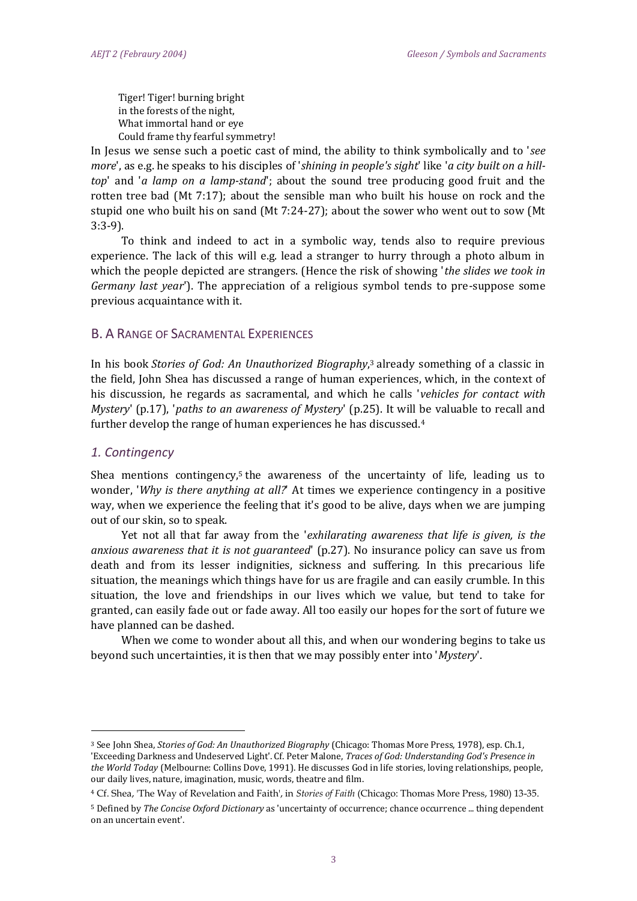Tiger! Tiger! burning bright
in the forests of the night,
What immortal hand or eye
Could frame thy fearful symmetry!

In Jesus we sense such a poetic cast of mind, the ability to think symbolically and to '*see more*', as e.g. he speaks to his disciples of '*shining in people's sight*' like '*a city built on a hill-top*' and '*a lamp on a lamp-stand*'; about the sound tree producing good fruit and the rotten tree bad (Mt 7:17); about the sensible man who built his house on rock and the stupid one who built his on sand (Mt 7:24-27); about the sower who went out to sow (Mt 3:3-9).

To think and indeed to act in a symbolic way, tends also to require previous experience. The lack of this will e.g. lead a stranger to hurry through a photo album in which the people depicted are strangers. (Hence the risk of showing '*the slides we took in Germany last year*'). The appreciation of a religious symbol tends to pre-suppose some previous acquaintance with it.

## B. A Range of Sacramental Experiences

In his book *Stories of God: An Unauthorized Biography*,[3] already something of a classic in the field, John Shea has discussed a range of human experiences, which, in the context of his discussion, he regards as sacramental, and which he calls '*vehicles for contact with Mystery*' (p.17), '*paths to an awareness of Mystery*' (p.25). It will be valuable to recall and further develop the range of human experiences he has discussed.[4]

### *1. Contingency*

Shea mentions contingency,[5] the awareness of the uncertainty of life, leading us to wonder, '*Why is there anything at all?*' At times we experience contingency in a positive way, when we experience the feeling that it's good to be alive, days when we are jumping out of our skin, so to speak.

Yet not all that far away from the '*exhilarating awareness that life is given, is the anxious awareness that it is not guaranteed*' (p.27). No insurance policy can save us from death and from its lesser indignities, sickness and suffering. In this precarious life situation, the meanings which things have for us are fragile and can easily crumble. In this situation, the love and friendships in our lives which we value, but tend to take for granted, can easily fade out or fade away. All too easily our hopes for the sort of future we have planned can be dashed.

When we come to wonder about all this, and when our wondering begins to take us beyond such uncertainties, it is then that we may possibly enter into '*Mystery*'.

---

[3] See John Shea, *Stories of God: An Unauthorized Biography* (Chicago: Thomas More Press, 1978), esp. Ch.1, 'Exceeding Darkness and Undeserved Light'. Cf. Peter Malone, *Traces of God: Understanding God's Presence in the World Today* (Melbourne: Collins Dove, 1991). He discusses God in life stories, loving relationships, people, our daily lives, nature, imagination, music, words, theatre and film.

[4] Cf. Shea, 'The Way of Revelation and Faith', in *Stories of Faith* (Chicago: Thomas More Press, 1980) 13-35.

[5] Defined by *The Concise Oxford Dictionary* as 'uncertainty of occurrence; chance occurrence ... thing dependent on an uncertain event'.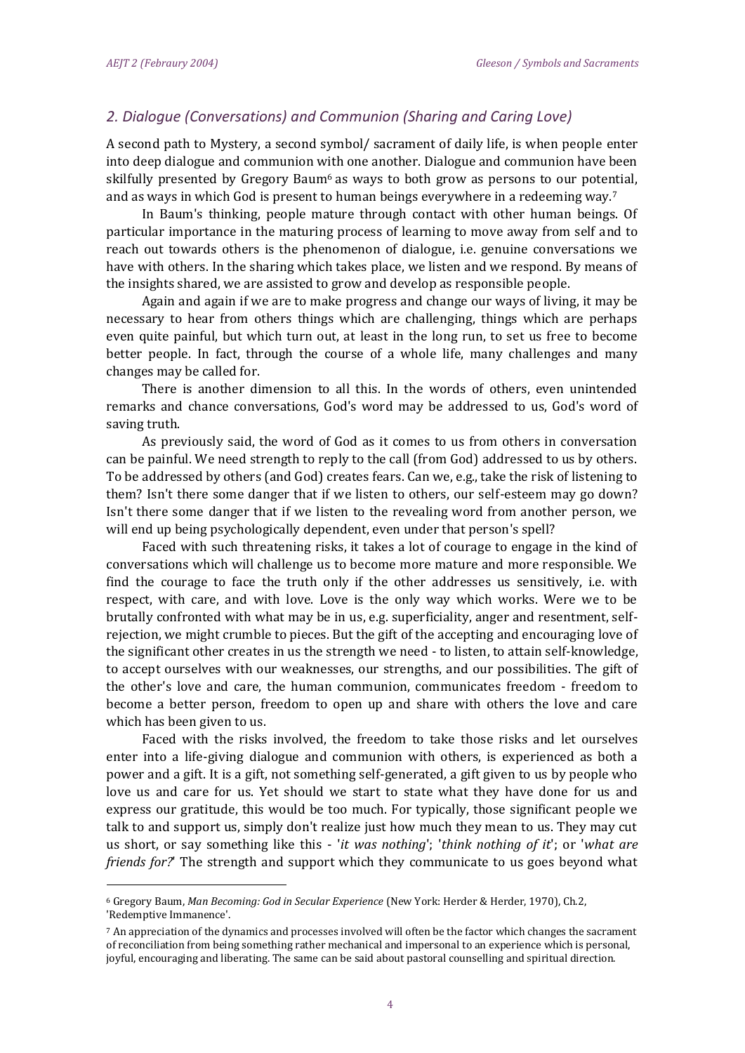## *2. Dialogue (Conversations) and Communion (Sharing and Caring Love)*

A second path to Mystery, a second symbol/ sacrament of daily life, is when people enter into deep dialogue and communion with one another. Dialogue and communion have been skilfully presented by Gregory Baum[6] as ways to both grow as persons to our potential, and as ways in which God is present to human beings everywhere in a redeeming way.[7]

In Baum's thinking, people mature through contact with other human beings. Of particular importance in the maturing process of learning to move away from self and to reach out towards others is the phenomenon of dialogue, i.e. genuine conversations we have with others. In the sharing which takes place, we listen and we respond. By means of the insights shared, we are assisted to grow and develop as responsible people.

Again and again if we are to make progress and change our ways of living, it may be necessary to hear from others things which are challenging, things which are perhaps even quite painful, but which turn out, at least in the long run, to set us free to become better people. In fact, through the course of a whole life, many challenges and many changes may be called for.

There is another dimension to all this. In the words of others, even unintended remarks and chance conversations, God's word may be addressed to us, God's word of saving truth.

As previously said, the word of God as it comes to us from others in conversation can be painful. We need strength to reply to the call (from God) addressed to us by others. To be addressed by others (and God) creates fears. Can we, e.g., take the risk of listening to them? Isn't there some danger that if we listen to others, our self-esteem may go down? Isn't there some danger that if we listen to the revealing word from another person, we will end up being psychologically dependent, even under that person's spell?

Faced with such threatening risks, it takes a lot of courage to engage in the kind of conversations which will challenge us to become more mature and more responsible. We find the courage to face the truth only if the other addresses us sensitively, i.e. with respect, with care, and with love. Love is the only way which works. Were we to be brutally confronted with what may be in us, e.g. superficiality, anger and resentment, self-rejection, we might crumble to pieces. But the gift of the accepting and encouraging love of the significant other creates in us the strength we need - to listen, to attain self-knowledge, to accept ourselves with our weaknesses, our strengths, and our possibilities. The gift of the other's love and care, the human communion, communicates freedom - freedom to become a better person, freedom to open up and share with others the love and care which has been given to us.

Faced with the risks involved, the freedom to take those risks and let ourselves enter into a life-giving dialogue and communion with others, is experienced as both a power and a gift. It is a gift, not something self-generated, a gift given to us by people who love us and care for us. Yet should we start to state what they have done for us and express our gratitude, this would be too much. For typically, those significant people we talk to and support us, simply don't realize just how much they mean to us. They may cut us short, or say something like this - '*it was nothing*'; '*think nothing of it*'; or '*what are friends for?*' The strength and support which they communicate to us goes beyond what

---

[6] Gregory Baum, *Man Becoming: God in Secular Experience* (New York: Herder & Herder, 1970), Ch.2, 'Redemptive Immanence'.

[7] An appreciation of the dynamics and processes involved will often be the factor which changes the sacrament of reconciliation from being something rather mechanical and impersonal to an experience which is personal, joyful, encouraging and liberating. The same can be said about pastoral counselling and spiritual direction.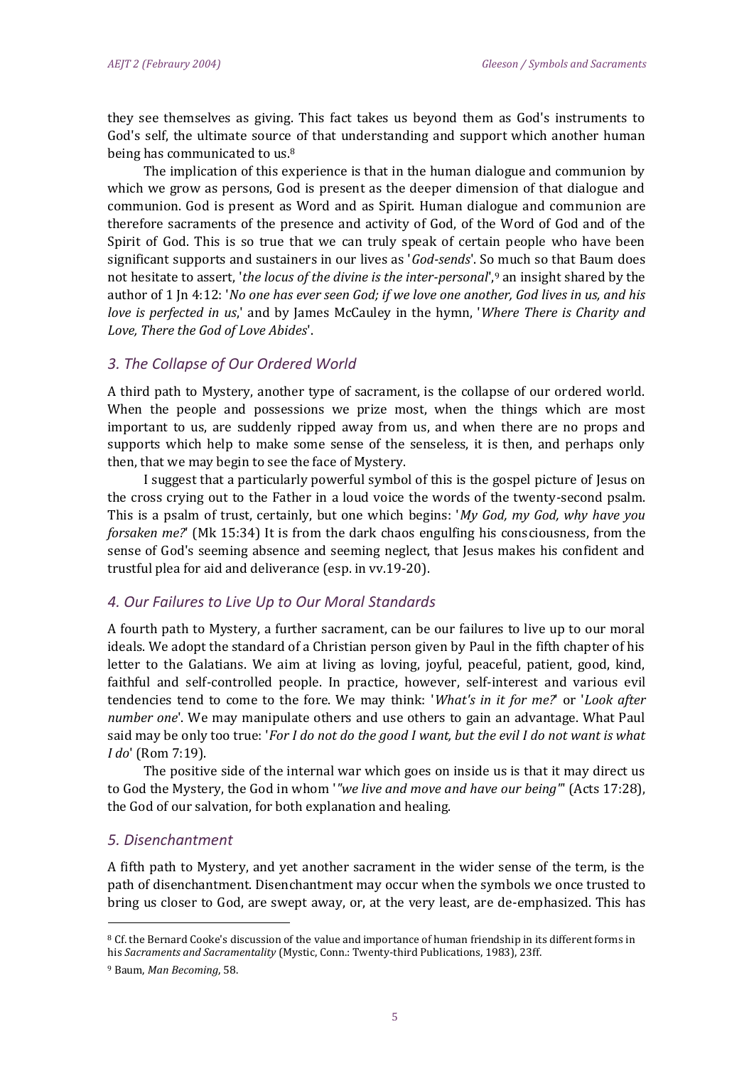they see themselves as giving. This fact takes us beyond them as God's instruments to God's self, the ultimate source of that understanding and support which another human being has communicated to us.[8]

The implication of this experience is that in the human dialogue and communion by which we grow as persons, God is present as the deeper dimension of that dialogue and communion. God is present as Word and as Spirit. Human dialogue and communion are therefore sacraments of the presence and activity of God, of the Word of God and of the Spirit of God. This is so true that we can truly speak of certain people who have been significant supports and sustainers in our lives as '*God-sends*'. So much so that Baum does not hesitate to assert, '*the locus of the divine is the inter-personal*',[9] an insight shared by the author of 1 Jn 4:12: '*No one has ever seen God; if we love one another, God lives in us, and his love is perfected in us*,' and by James McCauley in the hymn, '*Where There is Charity and Love, There the God of Love Abides*'.

### *3. The Collapse of Our Ordered World*

A third path to Mystery, another type of sacrament, is the collapse of our ordered world. When the people and possessions we prize most, when the things which are most important to us, are suddenly ripped away from us, and when there are no props and supports which help to make some sense of the senseless, it is then, and perhaps only then, that we may begin to see the face of Mystery.

I suggest that a particularly powerful symbol of this is the gospel picture of Jesus on the cross crying out to the Father in a loud voice the words of the twenty-second psalm. This is a psalm of trust, certainly, but one which begins: '*My God, my God, why have you forsaken me?*' (Mk 15:34) It is from the dark chaos engulfing his consciousness, from the sense of God's seeming absence and seeming neglect, that Jesus makes his confident and trustful plea for aid and deliverance (esp. in vv.19-20).

### *4. Our Failures to Live Up to Our Moral Standards*

A fourth path to Mystery, a further sacrament, can be our failures to live up to our moral ideals. We adopt the standard of a Christian person given by Paul in the fifth chapter of his letter to the Galatians. We aim at living as loving, joyful, peaceful, patient, good, kind, faithful and self-controlled people. In practice, however, self-interest and various evil tendencies tend to come to the fore. We may think: '*What's in it for me?*' or '*Look after number one*'. We may manipulate others and use others to gain an advantage. What Paul said may be only too true: '*For I do not do the good I want, but the evil I do not want is what I do*' (Rom 7:19).

The positive side of the internal war which goes on inside us is that it may direct us to God the Mystery, the God in whom '*"we live and move and have our being"*' (Acts 17:28), the God of our salvation, for both explanation and healing.

### *5. Disenchantment*

A fifth path to Mystery, and yet another sacrament in the wider sense of the term, is the path of disenchantment. Disenchantment may occur when the symbols we once trusted to bring us closer to God, are swept away, or, at the very least, are de-emphasized. This has

---

[8] Cf. the Bernard Cooke's discussion of the value and importance of human friendship in its different forms in his *Sacraments and Sacramentality* (Mystic, Conn.: Twenty-third Publications, 1983), 23ff.

[9] Baum, *Man Becoming*, 58.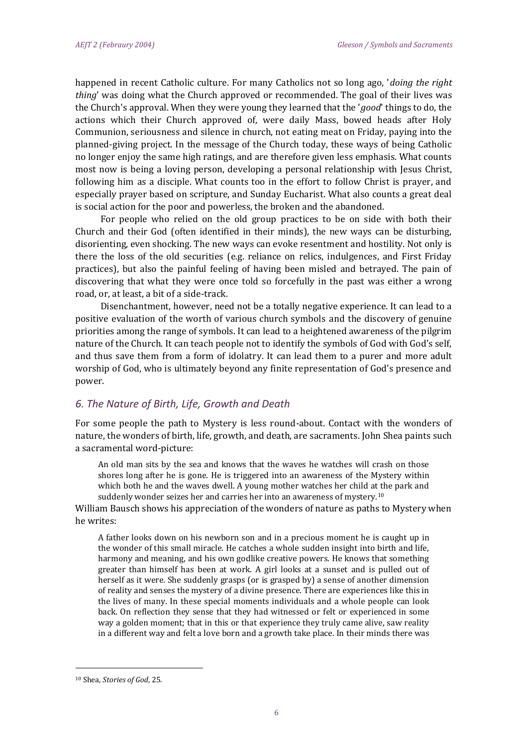happened in recent Catholic culture. For many Catholics not so long ago, '*doing the right thing*' was doing what the Church approved or recommended. The goal of their lives was the Church's approval. When they were young they learned that the '*good*' things to do, the actions which their Church approved of, were daily Mass, bowed heads after Holy Communion, seriousness and silence in church, not eating meat on Friday, paying into the planned-giving project. In the message of the Church today, these ways of being Catholic no longer enjoy the same high ratings, and are therefore given less emphasis. What counts most now is being a loving person, developing a personal relationship with Jesus Christ, following him as a disciple. What counts too in the effort to follow Christ is prayer, and especially prayer based on scripture, and Sunday Eucharist. What also counts a great deal is social action for the poor and powerless, the broken and the abandoned.

For people who relied on the old group practices to be on side with both their Church and their God (often identified in their minds), the new ways can be disturbing, disorienting, even shocking. The new ways can evoke resentment and hostility. Not only is there the loss of the old securities (e.g. reliance on relics, indulgences, and First Friday practices), but also the painful feeling of having been misled and betrayed. The pain of discovering that what they were once told so forcefully in the past was either a wrong road, or, at least, a bit of a side-track.

Disenchantment, however, need not be a totally negative experience. It can lead to a positive evaluation of the worth of various church symbols and the discovery of genuine priorities among the range of symbols. It can lead to a heightened awareness of the pilgrim nature of the Church. It can teach people not to identify the symbols of God with God's self, and thus save them from a form of idolatry. It can lead them to a purer and more adult worship of God, who is ultimately beyond any finite representation of God's presence and power.

## *6. The Nature of Birth, Life, Growth and Death*

For some people the path to Mystery is less round-about. Contact with the wonders of nature, the wonders of birth, life, growth, and death, are sacraments. John Shea paints such a sacramental word-picture:

> An old man sits by the sea and knows that the waves he watches will crash on those shores long after he is gone. He is triggered into an awareness of the Mystery within which both he and the waves dwell. A young mother watches her child at the park and suddenly wonder seizes her and carries her into an awareness of mystery.[10]

William Bausch shows his appreciation of the wonders of nature as paths to Mystery when he writes:

> A father looks down on his newborn son and in a precious moment he is caught up in the wonder of this small miracle. He catches a whole sudden insight into birth and life, harmony and meaning, and his own godlike creative powers. He knows that something greater than himself has been at work. A girl looks at a sunset and is pulled out of herself as it were. She suddenly grasps (or is grasped by) a sense of another dimension of reality and senses the mystery of a divine presence. There are experiences like this in the lives of many. In these special moments individuals and a whole people can look back. On reflection they sense that they had witnessed or felt or experienced in some way a golden moment; that in this or that experience they truly came alive, saw reality in a different way and felt a love born and a growth take place. In their minds there was

[10] Shea, *Stories of God*, 25.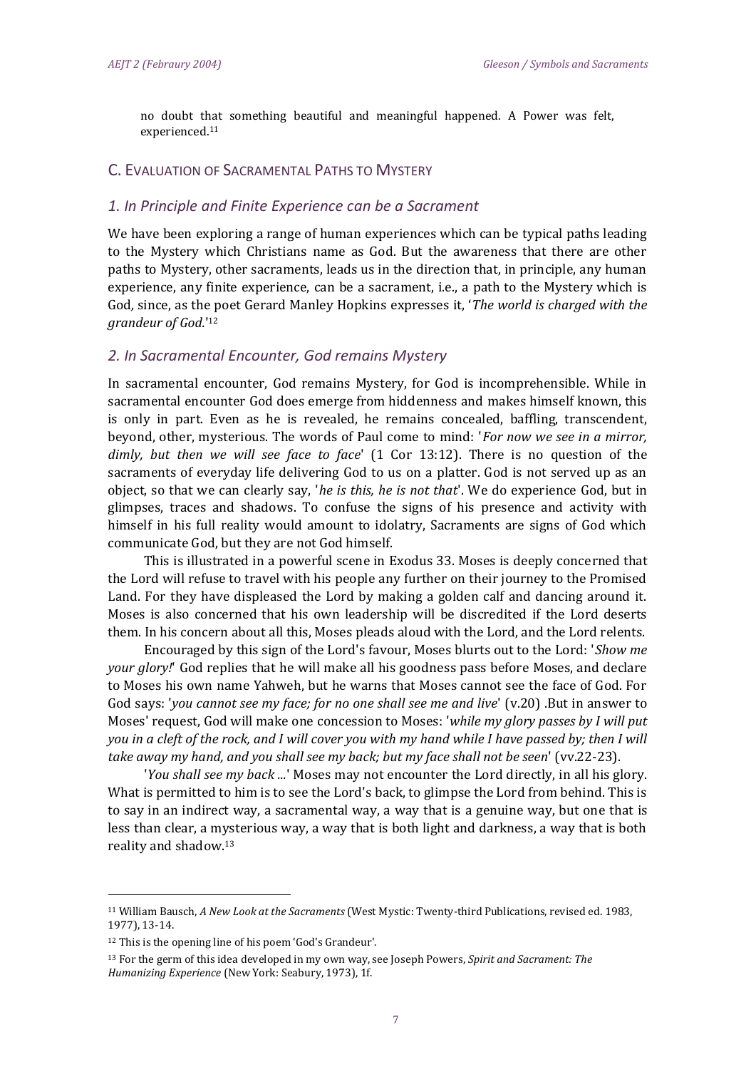no doubt that something beautiful and meaningful happened. A Power was felt, experienced.[11]

## C. Evaluation of Sacramental Paths to Mystery

### *1. In Principle and Finite Experience can be a Sacrament*

We have been exploring a range of human experiences which can be typical paths leading to the Mystery which Christians name as God. But the awareness that there are other paths to Mystery, other sacraments, leads us in the direction that, in principle, any human experience, any finite experience, can be a sacrament, i.e., a path to the Mystery which is God, since, as the poet Gerard Manley Hopkins expresses it, '*The world is charged with the grandeur of God.*'[12]

### *2. In Sacramental Encounter, God remains Mystery*

In sacramental encounter, God remains Mystery, for God is incomprehensible. While in sacramental encounter God does emerge from hiddenness and makes himself known, this is only in part. Even as he is revealed, he remains concealed, baffling, transcendent, beyond, other, mysterious. The words of Paul come to mind: '*For now we see in a mirror, dimly, but then we will see face to face*' (1 Cor 13:12). There is no question of the sacraments of everyday life delivering God to us on a platter. God is not served up as an object, so that we can clearly say, '*he is this, he is not that*'. We do experience God, but in glimpses, traces and shadows. To confuse the signs of his presence and activity with himself in his full reality would amount to idolatry, Sacraments are signs of God which communicate God, but they are not God himself.

This is illustrated in a powerful scene in Exodus 33. Moses is deeply concerned that the Lord will refuse to travel with his people any further on their journey to the Promised Land. For they have displeased the Lord by making a golden calf and dancing around it. Moses is also concerned that his own leadership will be discredited if the Lord deserts them. In his concern about all this, Moses pleads aloud with the Lord, and the Lord relents.

Encouraged by this sign of the Lord's favour, Moses blurts out to the Lord: '*Show me your glory!*' God replies that he will make all his goodness pass before Moses, and declare to Moses his own name Yahweh, but he warns that Moses cannot see the face of God. For God says: '*you cannot see my face; for no one shall see me and live*' (v.20) .But in answer to Moses' request, God will make one concession to Moses: '*while my glory passes by I will put you in a cleft of the rock, and I will cover you with my hand while I have passed by; then I will take away my hand, and you shall see my back; but my face shall not be seen*' (vv.22-23).

'*You shall see my back ...*' Moses may not encounter the Lord directly, in all his glory. What is permitted to him is to see the Lord's back, to glimpse the Lord from behind. This is to say in an indirect way, a sacramental way, a way that is a genuine way, but one that is less than clear, a mysterious way, a way that is both light and darkness, a way that is both reality and shadow.[13]

---

[11] William Bausch, *A New Look at the Sacraments* (West Mystic: Twenty-third Publications, revised ed. 1983, 1977), 13-14.

[12] This is the opening line of his poem 'God's Grandeur'.

[13] For the germ of this idea developed in my own way, see Joseph Powers, *Spirit and Sacrament: The Humanizing Experience* (New York: Seabury, 1973), 1f.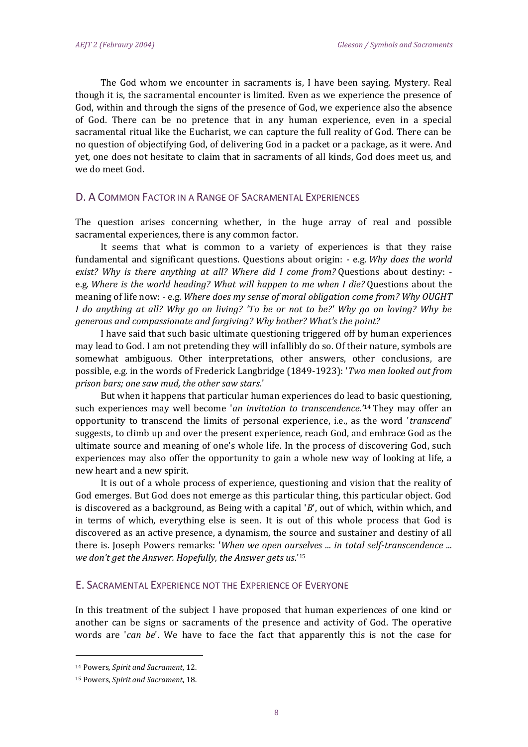The God whom we encounter in sacraments is, I have been saying, Mystery. Real though it is, the sacramental encounter is limited. Even as we experience the presence of God, within and through the signs of the presence of God, we experience also the absence of God. There can be no pretence that in any human experience, even in a special sacramental ritual like the Eucharist, we can capture the full reality of God. There can be no question of objectifying God, of delivering God in a packet or a package, as it were. And yet, one does not hesitate to claim that in sacraments of all kinds, God does meet us, and we do meet God.

## D. A Common Factor in a Range of Sacramental Experiences

The question arises concerning whether, in the huge array of real and possible sacramental experiences, there is any common factor.

It seems that what is common to a variety of experiences is that they raise fundamental and significant questions. Questions about origin: - e.g. *Why does the world exist? Why is there anything at all? Where did I come from?* Questions about destiny: - e.g. *Where is the world heading? What will happen to me when I die?* Questions about the meaning of life now: - e.g. *Where does my sense of moral obligation come from? Why OUGHT I do anything at all? Why go on living? 'To be or not to be?' Why go on loving? Why be generous and compassionate and forgiving? Why bother? What's the point?*

I have said that such basic ultimate questioning triggered off by human experiences may lead to God. I am not pretending they will infallibly do so. Of their nature, symbols are somewhat ambiguous. Other interpretations, other answers, other conclusions, are possible, e.g. in the words of Frederick Langbridge (1849-1923): '*Two men looked out from prison bars; one saw mud, the other saw stars*.'

But when it happens that particular human experiences do lead to basic questioning, such experiences may well become '*an invitation to transcendence.*'[14] They may offer an opportunity to transcend the limits of personal experience, i.e., as the word '*transcend*' suggests, to climb up and over the present experience, reach God, and embrace God as the ultimate source and meaning of one's whole life. In the process of discovering God, such experiences may also offer the opportunity to gain a whole new way of looking at life, a new heart and a new spirit.

It is out of a whole process of experience, questioning and vision that the reality of God emerges. But God does not emerge as this particular thing, this particular object. God is discovered as a background, as Being with a capital '*B*', out of which, within which, and in terms of which, everything else is seen. It is out of this whole process that God is discovered as an active presence, a dynamism, the source and sustainer and destiny of all there is. Joseph Powers remarks: '*When we open ourselves ... in total self-transcendence ... we don't get the Answer. Hopefully, the Answer gets us*.'[15]

## E. Sacramental Experience not the Experience of Everyone

In this treatment of the subject I have proposed that human experiences of one kind or another can be signs or sacraments of the presence and activity of God. The operative words are '*can be*'. We have to face the fact that apparently this is not the case for

---

[14] Powers, *Spirit and Sacrament*, 12.

[15] Powers, *Spirit and Sacrament*, 18.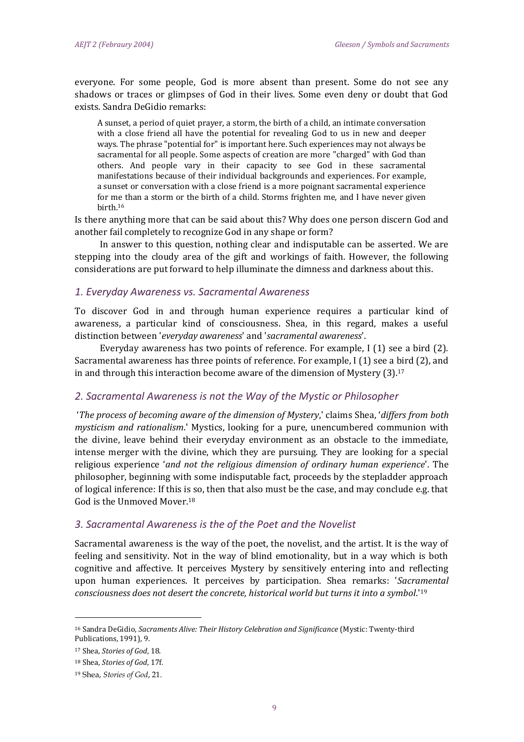everyone. For some people, God is more absent than present. Some do not see any shadows or traces or glimpses of God in their lives. Some even deny or doubt that God exists. Sandra DeGidio remarks:

> A sunset, a period of quiet prayer, a storm, the birth of a child, an intimate conversation with a close friend all have the potential for revealing God to us in new and deeper ways. The phrase "potential for" is important here. Such experiences may not always be sacramental for all people. Some aspects of creation are more "charged" with God than others. And people vary in their capacity to see God in these sacramental manifestations because of their individual backgrounds and experiences. For example, a sunset or conversation with a close friend is a more poignant sacramental experience for me than a storm or the birth of a child. Storms frighten me, and I have never given birth.[16]

Is there anything more that can be said about this? Why does one person discern God and another fail completely to recognize God in any shape or form?

In answer to this question, nothing clear and indisputable can be asserted. We are stepping into the cloudy area of the gift and workings of faith. However, the following considerations are put forward to help illuminate the dimness and darkness about this.

### *1. Everyday Awareness vs. Sacramental Awareness*

To discover God in and through human experience requires a particular kind of awareness, a particular kind of consciousness. Shea, in this regard, makes a useful distinction between '*everyday awareness*' and '*sacramental awareness*'.

Everyday awareness has two points of reference. For example, I (1) see a bird (2). Sacramental awareness has three points of reference. For example, I (1) see a bird (2), and in and through this interaction become aware of the dimension of Mystery (3).[17]

### *2. Sacramental Awareness is not the Way of the Mystic or Philosopher*

'*The process of becoming aware of the dimension of Mystery*,' claims Shea, '*differs from both mysticism and rationalism*.' Mystics, looking for a pure, unencumbered communion with the divine, leave behind their everyday environment as an obstacle to the immediate, intense merger with the divine, which they are pursuing. They are looking for a special religious experience '*and not the religious dimension of ordinary human experience*'. The philosopher, beginning with some indisputable fact, proceeds by the stepladder approach of logical inference: If this is so, then that also must be the case, and may conclude e.g. that God is the Unmoved Mover.[18]

### *3. Sacramental Awareness is the of the Poet and the Novelist*

Sacramental awareness is the way of the poet, the novelist, and the artist. It is the way of feeling and sensitivity. Not in the way of blind emotionality, but in a way which is both cognitive and affective. It perceives Mystery by sensitively entering into and reflecting upon human experiences. It perceives by participation. Shea remarks: '*Sacramental consciousness does not desert the concrete, historical world but turns it into a symbol*.'[19]

---

[16] Sandra DeGidio, *Sacraments Alive: Their History Celebration and Significance* (Mystic: Twenty-third Publications, 1991), 9.

[17] Shea, *Stories of God*, 18.

[18] Shea, *Stories of God*, 17f.

[19] Shea, *Stories of God*, 21.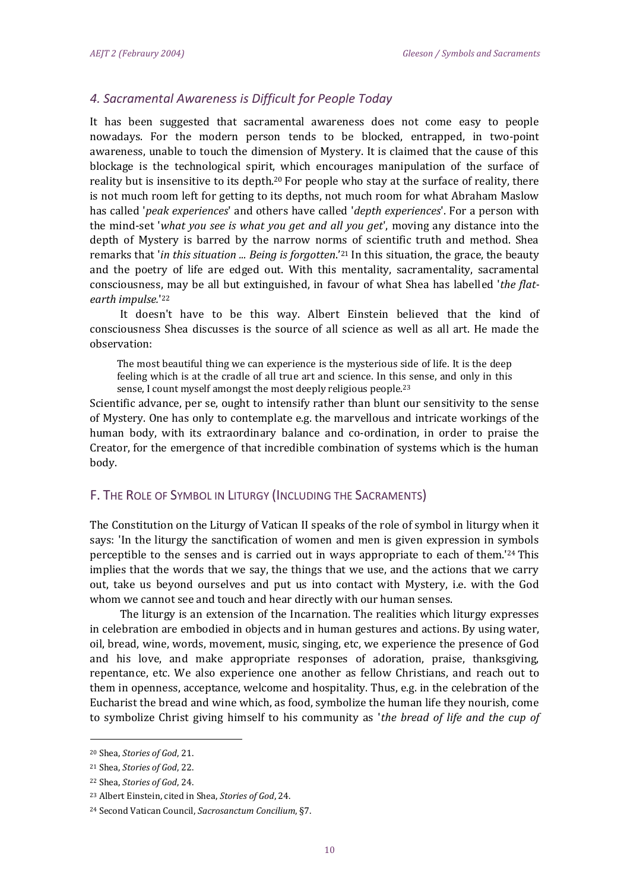### *4. Sacramental Awareness is Difficult for People Today*

It has been suggested that sacramental awareness does not come easy to people nowadays. For the modern person tends to be blocked, entrapped, in two-point awareness, unable to touch the dimension of Mystery. It is claimed that the cause of this blockage is the technological spirit, which encourages manipulation of the surface of reality but is insensitive to its depth.[20] For people who stay at the surface of reality, there is not much room left for getting to its depths, not much room for what Abraham Maslow has called '*peak experiences*' and others have called '*depth experiences*'. For a person with the mind-set '*what you see is what you get and all you get*', moving any distance into the depth of Mystery is barred by the narrow norms of scientific truth and method. Shea remarks that '*in this situation ... Being is forgotten*.'[21] In this situation, the grace, the beauty and the poetry of life are edged out. With this mentality, sacramentality, sacramental consciousness, may be all but extinguished, in favour of what Shea has labelled '*the flat-earth impulse.*'[22]

It doesn't have to be this way. Albert Einstein believed that the kind of consciousness Shea discusses is the source of all science as well as all art. He made the observation:

> The most beautiful thing we can experience is the mysterious side of life. It is the deep feeling which is at the cradle of all true art and science. In this sense, and only in this sense, I count myself amongst the most deeply religious people.[23]

Scientific advance, per se, ought to intensify rather than blunt our sensitivity to the sense of Mystery. One has only to contemplate e.g. the marvellous and intricate workings of the human body, with its extraordinary balance and co-ordination, in order to praise the Creator, for the emergence of that incredible combination of systems which is the human body.

## F. The Role of Symbol in Liturgy (Including the Sacraments)

The Constitution on the Liturgy of Vatican II speaks of the role of symbol in liturgy when it says: 'In the liturgy the sanctification of women and men is given expression in symbols perceptible to the senses and is carried out in ways appropriate to each of them.'[24] This implies that the words that we say, the things that we use, and the actions that we carry out, take us beyond ourselves and put us into contact with Mystery, i.e. with the God whom we cannot see and touch and hear directly with our human senses.

The liturgy is an extension of the Incarnation. The realities which liturgy expresses in celebration are embodied in objects and in human gestures and actions. By using water, oil, bread, wine, words, movement, music, singing, etc, we experience the presence of God and his love, and make appropriate responses of adoration, praise, thanksgiving, repentance, etc. We also experience one another as fellow Christians, and reach out to them in openness, acceptance, welcome and hospitality. Thus, e.g. in the celebration of the Eucharist the bread and wine which, as food, symbolize the human life they nourish, come to symbolize Christ giving himself to his community as '*the bread of life and the cup of*

---

[20] Shea, *Stories of God*, 21.

[21] Shea, *Stories of God*, 22.

[22] Shea, *Stories of God*, 24.

[23] Albert Einstein, cited in Shea, *Stories of God*, 24.

[24] Second Vatican Council, *Sacrosanctum Concilium*, §7.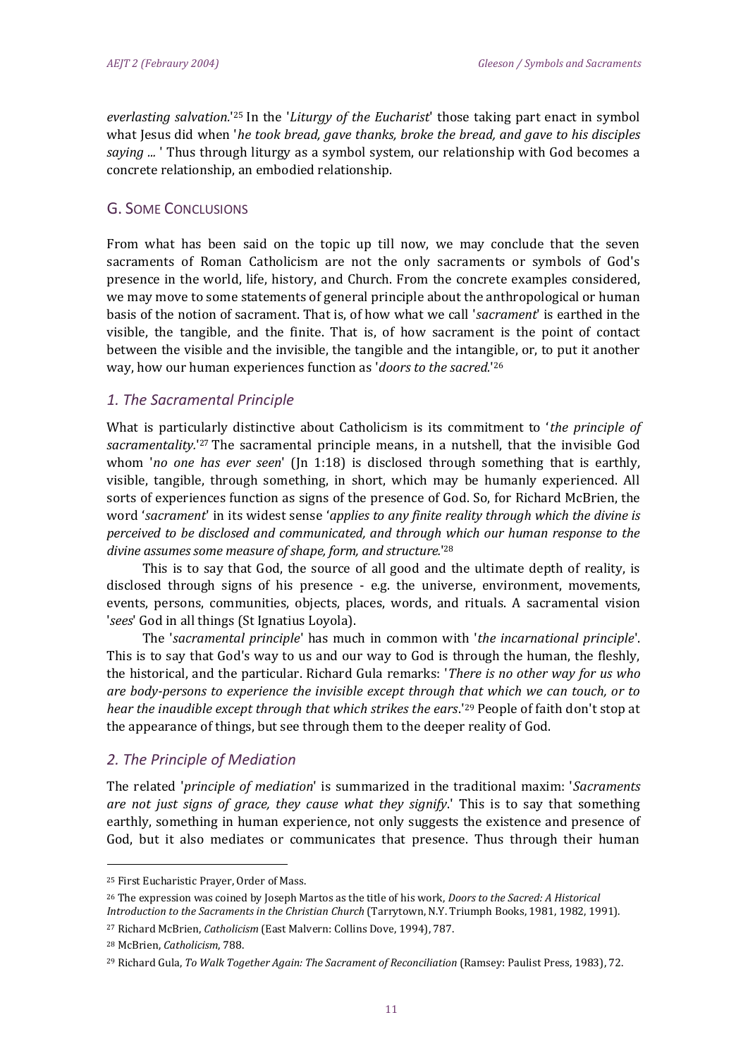*everlasting salvation.*'[25] In the '*Liturgy of the Eucharist*' those taking part enact in symbol what Jesus did when '*he took bread, gave thanks, broke the bread, and gave to his disciples saying ...* ' Thus through liturgy as a symbol system, our relationship with God becomes a concrete relationship, an embodied relationship.

## G. Some Conclusions

From what has been said on the topic up till now, we may conclude that the seven sacraments of Roman Catholicism are not the only sacraments or symbols of God's presence in the world, life, history, and Church. From the concrete examples considered, we may move to some statements of general principle about the anthropological or human basis of the notion of sacrament. That is, of how what we call '*sacrament*' is earthed in the visible, the tangible, and the finite. That is, of how sacrament is the point of contact between the visible and the invisible, the tangible and the intangible, or, to put it another way, how our human experiences function as '*doors to the sacred.*'[26]

### *1. The Sacramental Principle*

What is particularly distinctive about Catholicism is its commitment to '*the principle of sacramentality.*'[27] The sacramental principle means, in a nutshell, that the invisible God whom '*no one has ever seen*' (Jn 1:18) is disclosed through something that is earthly, visible, tangible, through something, in short, which may be humanly experienced. All sorts of experiences function as signs of the presence of God. So, for Richard McBrien, the word '*sacrament*' in its widest sense '*applies to any finite reality through which the divine is perceived to be disclosed and communicated, and through which our human response to the divine assumes some measure of shape, form, and structure.*'[28]

This is to say that God, the source of all good and the ultimate depth of reality, is disclosed through signs of his presence - e.g. the universe, environment, movements, events, persons, communities, objects, places, words, and rituals. A sacramental vision '*sees*' God in all things (St Ignatius Loyola).

The '*sacramental principle*' has much in common with '*the incarnational principle*'. This is to say that God's way to us and our way to God is through the human, the fleshly, the historical, and the particular. Richard Gula remarks: '*There is no other way for us who are body-persons to experience the invisible except through that which we can touch, or to hear the inaudible except through that which strikes the ears*.'[29] People of faith don't stop at the appearance of things, but see through them to the deeper reality of God.

### *2. The Principle of Mediation*

The related '*principle of mediation*' is summarized in the traditional maxim: '*Sacraments are not just signs of grace, they cause what they signify.*' This is to say that something earthly, something in human experience, not only suggests the existence and presence of God, but it also mediates or communicates that presence. Thus through their human

---

[25] First Eucharistic Prayer, Order of Mass.

[26] The expression was coined by Joseph Martos as the title of his work, *Doors to the Sacred: A Historical Introduction to the Sacraments in the Christian Church* (Tarrytown, N.Y. Triumph Books, 1981, 1982, 1991).

[27] Richard McBrien, *Catholicism* (East Malvern: Collins Dove, 1994), 787.

[28] McBrien, *Catholicism*, 788.

[29] Richard Gula, *To Walk Together Again: The Sacrament of Reconciliation* (Ramsey: Paulist Press, 1983), 72.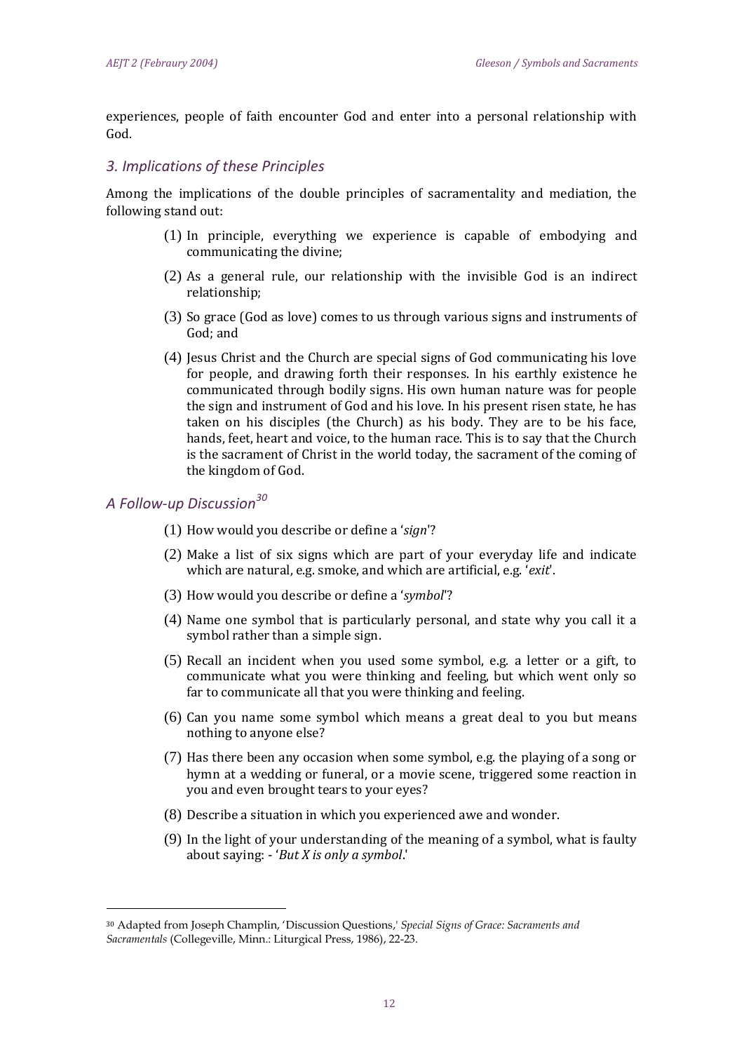experiences, people of faith encounter God and enter into a personal relationship with God.

### *3. Implications of these Principles*

Among the implications of the double principles of sacramentality and mediation, the following stand out:

(1) In principle, everything we experience is capable of embodying and communicating the divine;

(2) As a general rule, our relationship with the invisible God is an indirect relationship;

(3) So grace (God as love) comes to us through various signs and instruments of God; and

(4) Jesus Christ and the Church are special signs of God communicating his love for people, and drawing forth their responses. In his earthly existence he communicated through bodily signs. His own human nature was for people the sign and instrument of God and his love. In his present risen state, he has taken on his disciples (the Church) as his body. They are to be his face, hands, feet, heart and voice, to the human race. This is to say that the Church is the sacrament of Christ in the world today, the sacrament of the coming of the kingdom of God.

## *A Follow-up Discussion*[30]

(1) How would you describe or define a '*sign*'?

(2) Make a list of six signs which are part of your everyday life and indicate which are natural, e.g. smoke, and which are artificial, e.g. '*exit*'.

(3) How would you describe or define a '*symbol*'?

(4) Name one symbol that is particularly personal, and state why you call it a symbol rather than a simple sign.

(5) Recall an incident when you used some symbol, e.g. a letter or a gift, to communicate what you were thinking and feeling, but which went only so far to communicate all that you were thinking and feeling.

(6) Can you name some symbol which means a great deal to you but means nothing to anyone else?

(7) Has there been any occasion when some symbol, e.g. the playing of a song or hymn at a wedding or funeral, or a movie scene, triggered some reaction in you and even brought tears to your eyes?

(8) Describe a situation in which you experienced awe and wonder.

(9) In the light of your understanding of the meaning of a symbol, what is faulty about saying: - '*But X is only a symbol*.'

---

[30] Adapted from Joseph Champlin, 'Discussion Questions,' *Special Signs of Grace: Sacraments and Sacramentals* (Collegeville, Minn.: Liturgical Press, 1986), 22-23.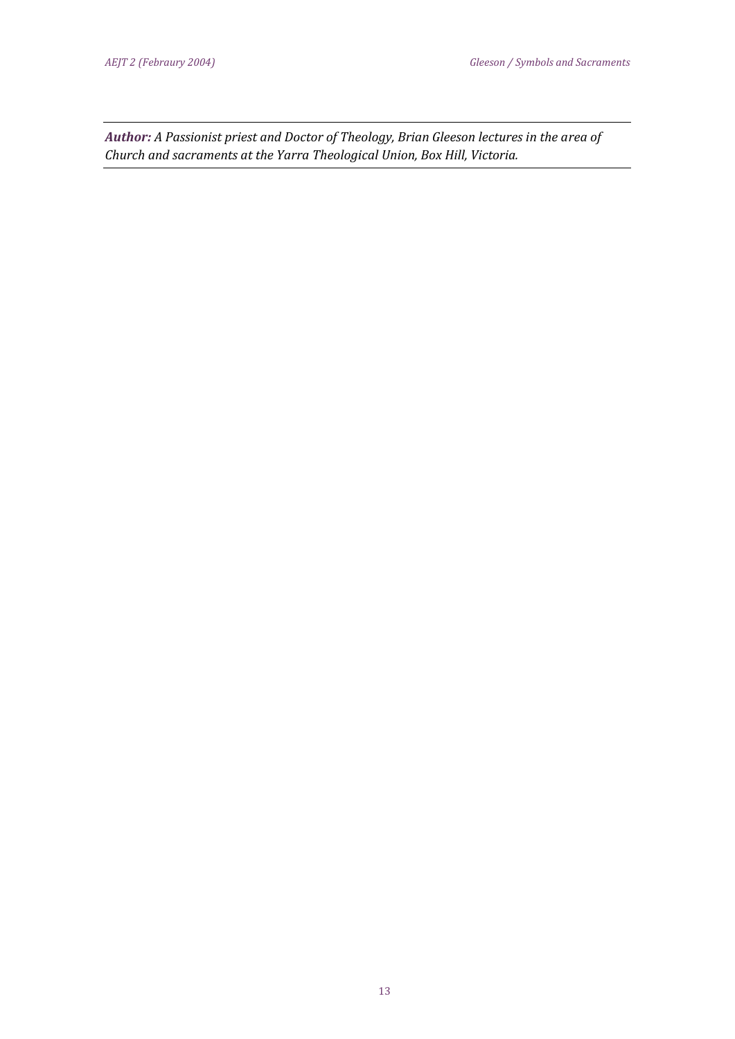***Author:*** *A Passionist priest and Doctor of Theology, Brian Gleeson lectures in the area of Church and sacraments at the Yarra Theological Union, Box Hill, Victoria.*